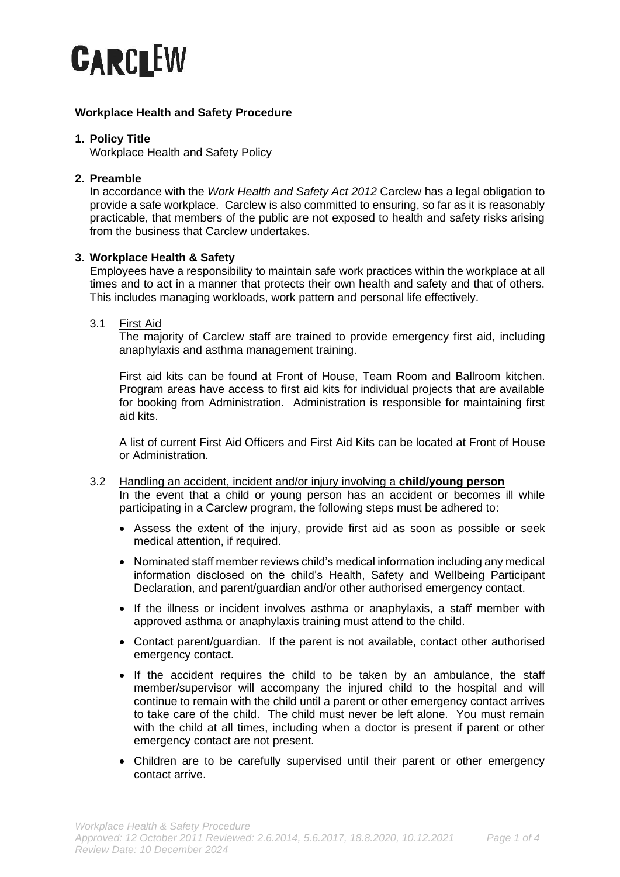CARCLEW

**Workplace Health and Safety Procedure**

1. **Policy Title**

   Workplace Health and Safety Policy

2. **Preamble**

   In accordance with the *Work Health and Safety Act 2012* Carclew has a legal obligation to provide a safe workplace. Carclew is also committed to ensuring, so far as it is reasonably practicable, that members of the public are not exposed to health and safety risks arising from the business that Carclew undertakes.

3. **Workplace Health & Safety**

   Employees have a responsibility to maintain safe work practices within the workplace at all times and to act in a manner that protects their own health and safety and that of others. This includes managing workloads, work pattern and personal life effectively.

   3.1 First Aid

   The majority of Carclew staff are trained to provide emergency first aid, including anaphylaxis and asthma management training.

   First aid kits can be found at Front of House, Team Room and Ballroom kitchen. Program areas have access to first aid kits for individual projects that are available for booking from Administration. Administration is responsible for maintaining first aid kits.

   A list of current First Aid Officers and First Aid Kits can be located at Front of House or Administration.

   3.2 Handling an accident, incident and/or injury involving a **child/young person**

   In the event that a child or young person has an accident or becomes ill while participating in a Carclew program, the following steps must be adhered to:

   - Assess the extent of the injury, provide first aid as soon as possible or seek medical attention, if required.
   - Nominated staff member reviews child's medical information including any medical information disclosed on the child's Health, Safety and Wellbeing Participant Declaration, and parent/guardian and/or other authorised emergency contact.
   - If the illness or incident involves asthma or anaphylaxis, a staff member with approved asthma or anaphylaxis training must attend to the child.
   - Contact parent/guardian. If the parent is not available, contact other authorised emergency contact.
   - If the accident requires the child to be taken by an ambulance, the staff member/supervisor will accompany the injured child to the hospital and will continue to remain with the child until a parent or other emergency contact arrives to take care of the child. The child must never be left alone. You must remain with the child at all times, including when a doctor is present if parent or other emergency contact are not present.
   - Children are to be carefully supervised until their parent or other emergency contact arrive.

*Workplace Health & Safety Procedure*
*Approved: 12 October 2011 Reviewed: 2.6.2014, 5.6.2017, 18.8.2020, 10.12.2021*
*Review Date: 10 December 2024*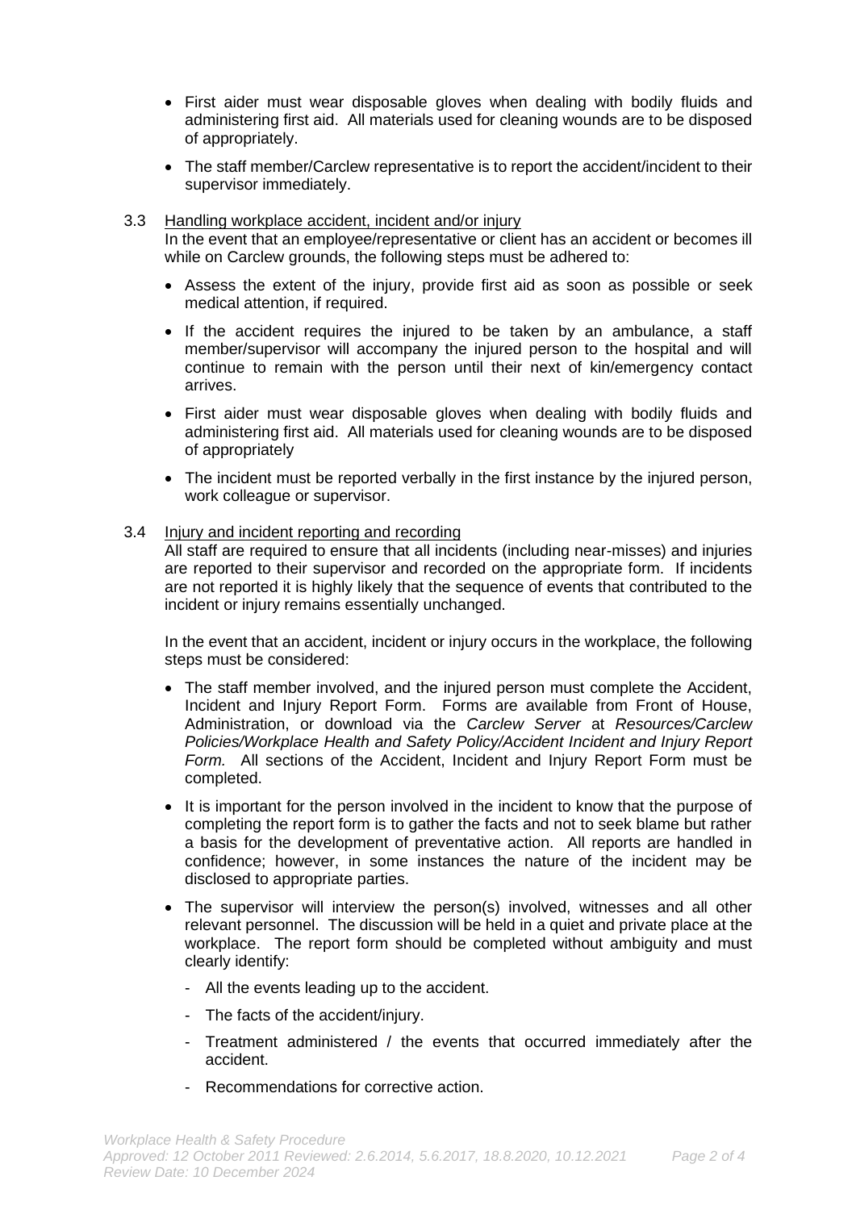- First aider must wear disposable gloves when dealing with bodily fluids and administering first aid. All materials used for cleaning wounds are to be disposed of appropriately.
- The staff member/Carclew representative is to report the accident/incident to their supervisor immediately.

3.3 Handling workplace accident, incident and/or injury

In the event that an employee/representative or client has an accident or becomes ill while on Carclew grounds, the following steps must be adhered to:

- Assess the extent of the injury, provide first aid as soon as possible or seek medical attention, if required.
- If the accident requires the injured to be taken by an ambulance, a staff member/supervisor will accompany the injured person to the hospital and will continue to remain with the person until their next of kin/emergency contact arrives.
- First aider must wear disposable gloves when dealing with bodily fluids and administering first aid. All materials used for cleaning wounds are to be disposed of appropriately
- The incident must be reported verbally in the first instance by the injured person, work colleague or supervisor.

3.4 Injury and incident reporting and recording

All staff are required to ensure that all incidents (including near-misses) and injuries are reported to their supervisor and recorded on the appropriate form. If incidents are not reported it is highly likely that the sequence of events that contributed to the incident or injury remains essentially unchanged.

In the event that an accident, incident or injury occurs in the workplace, the following steps must be considered:

- The staff member involved, and the injured person must complete the Accident, Incident and Injury Report Form. Forms are available from Front of House, Administration, or download via the *Carclew Server* at *Resources/Carclew Policies/Workplace Health and Safety Policy/Accident Incident and Injury Report Form.* All sections of the Accident, Incident and Injury Report Form must be completed.
- It is important for the person involved in the incident to know that the purpose of completing the report form is to gather the facts and not to seek blame but rather a basis for the development of preventative action. All reports are handled in confidence; however, in some instances the nature of the incident may be disclosed to appropriate parties.
- The supervisor will interview the person(s) involved, witnesses and all other relevant personnel. The discussion will be held in a quiet and private place at the workplace. The report form should be completed without ambiguity and must clearly identify:
  - All the events leading up to the accident.
  - The facts of the accident/injury.
  - Treatment administered / the events that occurred immediately after the accident.
  - Recommendations for corrective action.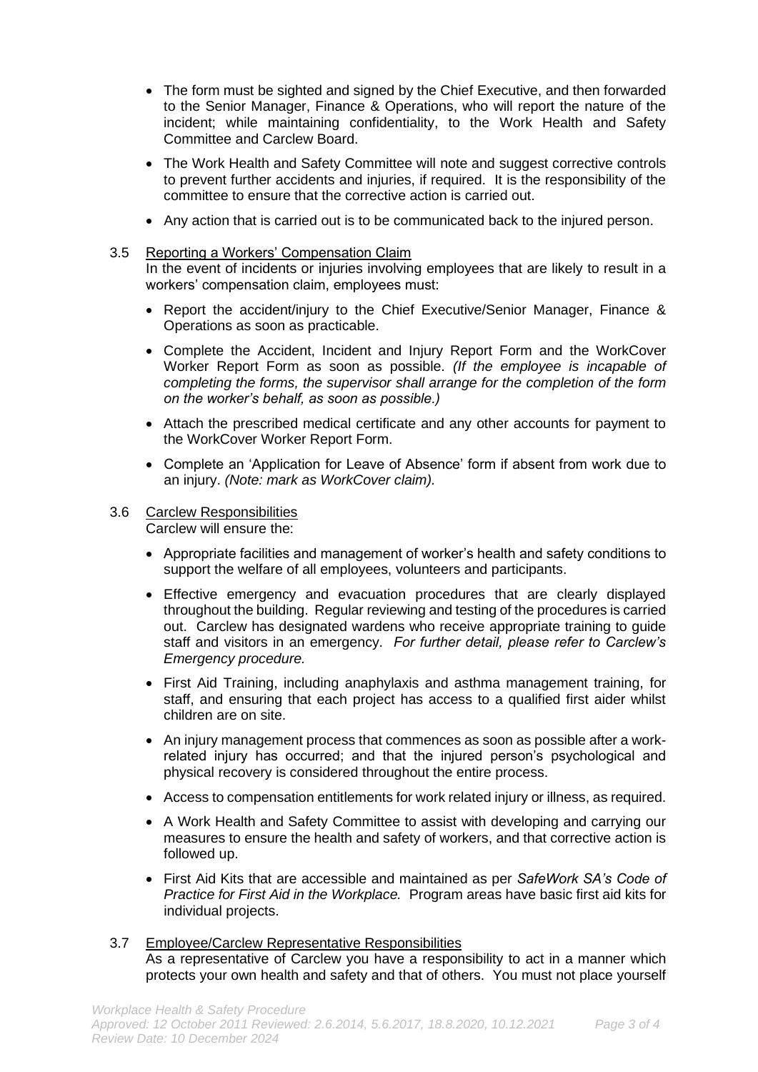- The form must be sighted and signed by the Chief Executive, and then forwarded to the Senior Manager, Finance & Operations, who will report the nature of the incident; while maintaining confidentiality, to the Work Health and Safety Committee and Carclew Board.
- The Work Health and Safety Committee will note and suggest corrective controls to prevent further accidents and injuries, if required. It is the responsibility of the committee to ensure that the corrective action is carried out.
- Any action that is carried out is to be communicated back to the injured person.

### 3.5 Reporting a Workers' Compensation Claim

In the event of incidents or injuries involving employees that are likely to result in a workers' compensation claim, employees must:

- Report the accident/injury to the Chief Executive/Senior Manager, Finance & Operations as soon as practicable.
- Complete the Accident, Incident and Injury Report Form and the WorkCover Worker Report Form as soon as possible. *(If the employee is incapable of completing the forms, the supervisor shall arrange for the completion of the form on the worker's behalf, as soon as possible.)*
- Attach the prescribed medical certificate and any other accounts for payment to the WorkCover Worker Report Form.
- Complete an 'Application for Leave of Absence' form if absent from work due to an injury. *(Note: mark as WorkCover claim).*

### 3.6 Carclew Responsibilities

Carclew will ensure the:

- Appropriate facilities and management of worker's health and safety conditions to support the welfare of all employees, volunteers and participants.
- Effective emergency and evacuation procedures that are clearly displayed throughout the building. Regular reviewing and testing of the procedures is carried out. Carclew has designated wardens who receive appropriate training to guide staff and visitors in an emergency. *For further detail, please refer to Carclew's Emergency procedure.*
- First Aid Training, including anaphylaxis and asthma management training, for staff, and ensuring that each project has access to a qualified first aider whilst children are on site.
- An injury management process that commences as soon as possible after a work-related injury has occurred; and that the injured person's psychological and physical recovery is considered throughout the entire process.
- Access to compensation entitlements for work related injury or illness, as required.
- A Work Health and Safety Committee to assist with developing and carrying our measures to ensure the health and safety of workers, and that corrective action is followed up.
- First Aid Kits that are accessible and maintained as per *SafeWork SA's Code of Practice for First Aid in the Workplace*. Program areas have basic first aid kits for individual projects.

### 3.7 Employee/Carclew Representative Responsibilities

As a representative of Carclew you have a responsibility to act in a manner which protects your own health and safety and that of others. You must not place yourself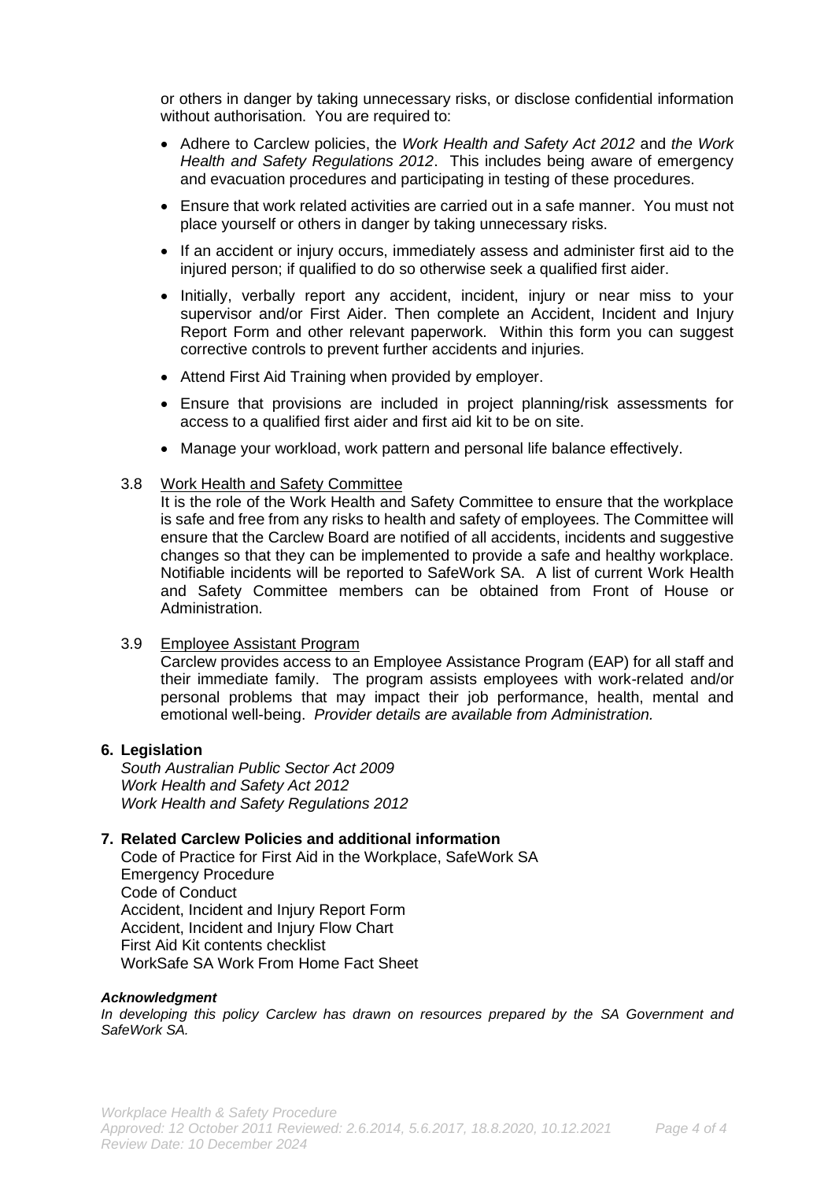or others in danger by taking unnecessary risks, or disclose confidential information without authorisation. You are required to:

- Adhere to Carclew policies, the *Work Health and Safety Act 2012* and *the Work Health and Safety Regulations 2012*. This includes being aware of emergency and evacuation procedures and participating in testing of these procedures.
- Ensure that work related activities are carried out in a safe manner. You must not place yourself or others in danger by taking unnecessary risks.
- If an accident or injury occurs, immediately assess and administer first aid to the injured person; if qualified to do so otherwise seek a qualified first aider.
- Initially, verbally report any accident, incident, injury or near miss to your supervisor and/or First Aider. Then complete an Accident, Incident and Injury Report Form and other relevant paperwork. Within this form you can suggest corrective controls to prevent further accidents and injuries.
- Attend First Aid Training when provided by employer.
- Ensure that provisions are included in project planning/risk assessments for access to a qualified first aider and first aid kit to be on site.
- Manage your workload, work pattern and personal life balance effectively.

3.8 Work Health and Safety Committee

It is the role of the Work Health and Safety Committee to ensure that the workplace is safe and free from any risks to health and safety of employees. The Committee will ensure that the Carclew Board are notified of all accidents, incidents and suggestive changes so that they can be implemented to provide a safe and healthy workplace. Notifiable incidents will be reported to SafeWork SA. A list of current Work Health and Safety Committee members can be obtained from Front of House or Administration.

3.9 Employee Assistant Program

Carclew provides access to an Employee Assistance Program (EAP) for all staff and their immediate family. The program assists employees with work-related and/or personal problems that may impact their job performance, health, mental and emotional well-being. *Provider details are available from Administration.*

## 6. Legislation

*South Australian Public Sector Act 2009*
*Work Health and Safety Act 2012*
*Work Health and Safety Regulations 2012*

## 7. Related Carclew Policies and additional information

Code of Practice for First Aid in the Workplace, SafeWork SA
Emergency Procedure
Code of Conduct
Accident, Incident and Injury Report Form
Accident, Incident and Injury Flow Chart
First Aid Kit contents checklist
WorkSafe SA Work From Home Fact Sheet

***Acknowledgment***

*In developing this policy Carclew has drawn on resources prepared by the SA Government and SafeWork SA.*